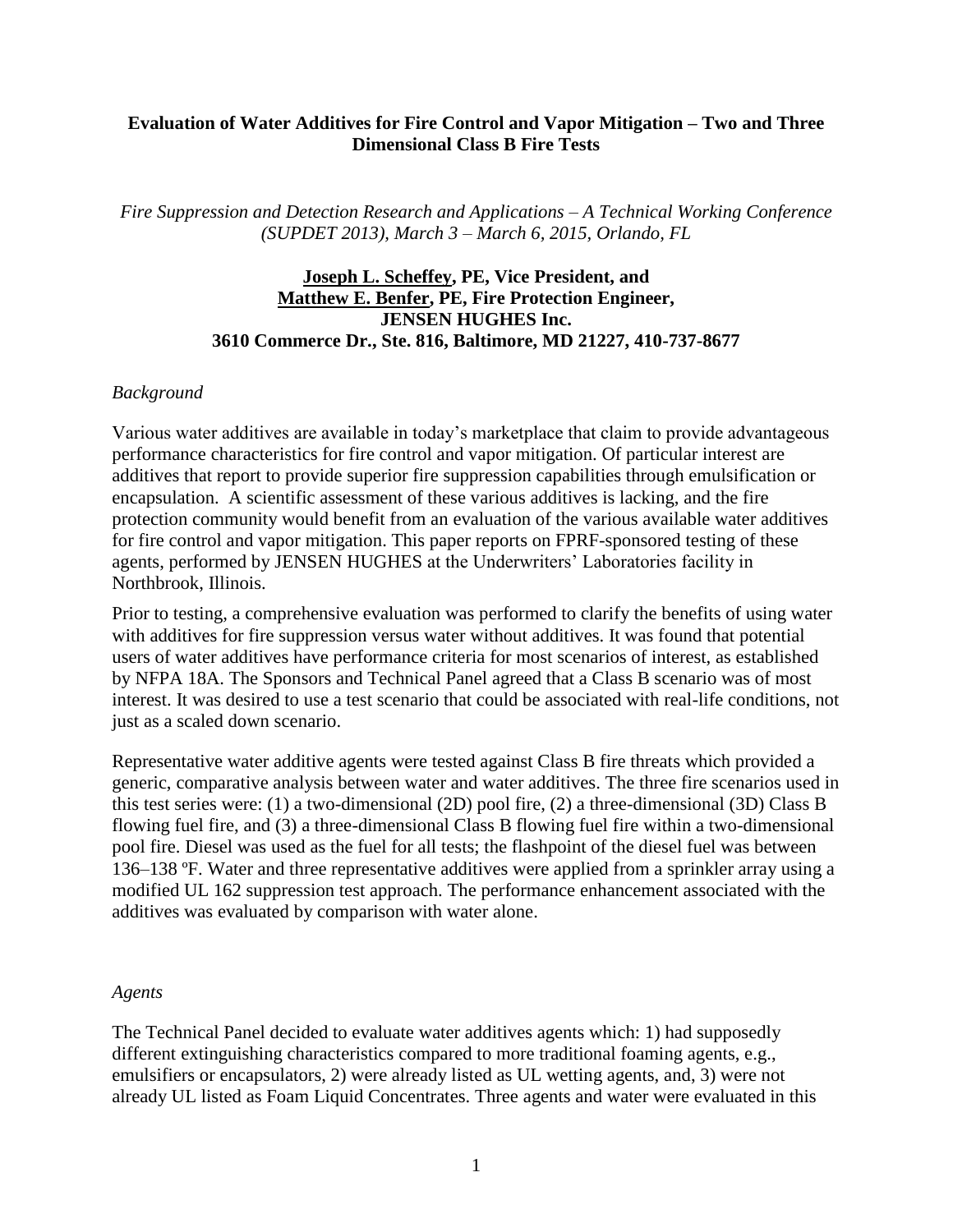**Evaluation of Water Additives for Fire Control and Vapor Mitigation – Two and Three Dimensional Class B Fire Tests**

*Fire Suppression and Detection Research and Applications – A Technical Working Conference (SUPDET 2013), March 3 – March 6, 2015, Orlando, FL*

**Joseph L. Scheffey, PE, Vice President, and**
**Matthew E. Benfer, PE, Fire Protection Engineer,**
**JENSEN HUGHES Inc.**
**3610 Commerce Dr., Ste. 816, Baltimore, MD 21227, 410-737-8677**

*Background*

Various water additives are available in today's marketplace that claim to provide advantageous performance characteristics for fire control and vapor mitigation. Of particular interest are additives that report to provide superior fire suppression capabilities through emulsification or encapsulation. A scientific assessment of these various additives is lacking, and the fire protection community would benefit from an evaluation of the various available water additives for fire control and vapor mitigation. This paper reports on FPRF-sponsored testing of these agents, performed by JENSEN HUGHES at the Underwriters' Laboratories facility in Northbrook, Illinois.

Prior to testing, a comprehensive evaluation was performed to clarify the benefits of using water with additives for fire suppression versus water without additives. It was found that potential users of water additives have performance criteria for most scenarios of interest, as established by NFPA 18A. The Sponsors and Technical Panel agreed that a Class B scenario was of most interest. It was desired to use a test scenario that could be associated with real-life conditions, not just as a scaled down scenario.

Representative water additive agents were tested against Class B fire threats which provided a generic, comparative analysis between water and water additives. The three fire scenarios used in this test series were: (1) a two-dimensional (2D) pool fire, (2) a three-dimensional (3D) Class B flowing fuel fire, and (3) a three-dimensional Class B flowing fuel fire within a two-dimensional pool fire. Diesel was used as the fuel for all tests; the flashpoint of the diesel fuel was between 136–138 ºF. Water and three representative additives were applied from a sprinkler array using a modified UL 162 suppression test approach. The performance enhancement associated with the additives was evaluated by comparison with water alone.

*Agents*

The Technical Panel decided to evaluate water additives agents which: 1) had supposedly different extinguishing characteristics compared to more traditional foaming agents, e.g., emulsifiers or encapsulators, 2) were already listed as UL wetting agents, and, 3) were not already UL listed as Foam Liquid Concentrates. Three agents and water were evaluated in this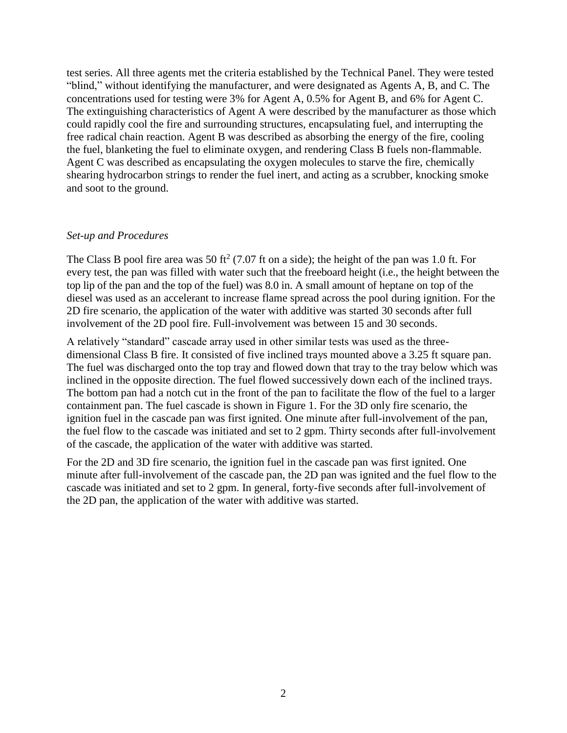test series. All three agents met the criteria established by the Technical Panel. They were tested "blind," without identifying the manufacturer, and were designated as Agents A, B, and C. The concentrations used for testing were 3% for Agent A, 0.5% for Agent B, and 6% for Agent C. The extinguishing characteristics of Agent A were described by the manufacturer as those which could rapidly cool the fire and surrounding structures, encapsulating fuel, and interrupting the free radical chain reaction. Agent B was described as absorbing the energy of the fire, cooling the fuel, blanketing the fuel to eliminate oxygen, and rendering Class B fuels non-flammable. Agent C was described as encapsulating the oxygen molecules to starve the fire, chemically shearing hydrocarbon strings to render the fuel inert, and acting as a scrubber, knocking smoke and soot to the ground.

*Set-up and Procedures*

The Class B pool fire area was 50 $ft^2$ (7.07 ft on a side); the height of the pan was 1.0 ft. For every test, the pan was filled with water such that the freeboard height (i.e., the height between the top lip of the pan and the top of the fuel) was 8.0 in. A small amount of heptane on top of the diesel was used as an accelerant to increase flame spread across the pool during ignition. For the 2D fire scenario, the application of the water with additive was started 30 seconds after full involvement of the 2D pool fire. Full-involvement was between 15 and 30 seconds.

A relatively "standard" cascade array used in other similar tests was used as the three-dimensional Class B fire. It consisted of five inclined trays mounted above a 3.25 ft square pan. The fuel was discharged onto the top tray and flowed down that tray to the tray below which was inclined in the opposite direction. The fuel flowed successively down each of the inclined trays. The bottom pan had a notch cut in the front of the pan to facilitate the flow of the fuel to a larger containment pan. The fuel cascade is shown in Figure 1. For the 3D only fire scenario, the ignition fuel in the cascade pan was first ignited. One minute after full-involvement of the pan, the fuel flow to the cascade was initiated and set to 2 gpm. Thirty seconds after full-involvement of the cascade, the application of the water with additive was started.

For the 2D and 3D fire scenario, the ignition fuel in the cascade pan was first ignited. One minute after full-involvement of the cascade pan, the 2D pan was ignited and the fuel flow to the cascade was initiated and set to 2 gpm. In general, forty-five seconds after full-involvement of the 2D pan, the application of the water with additive was started.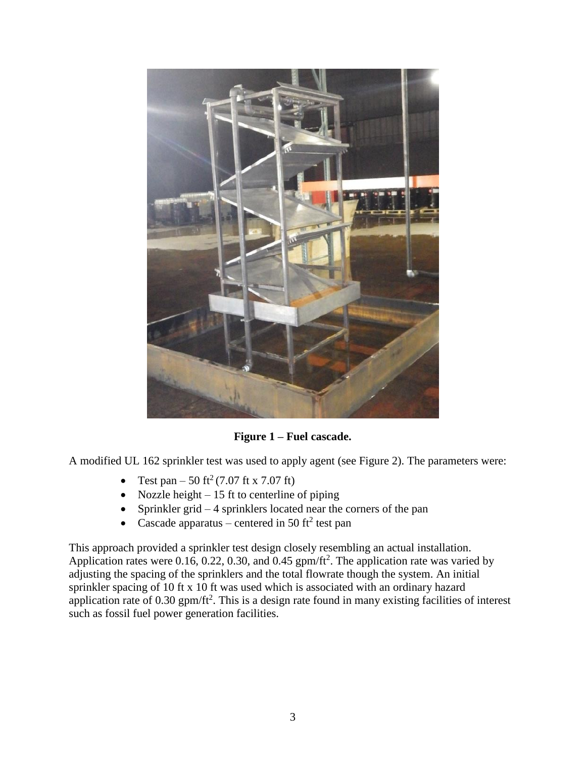**Figure 1 – Fuel cascade.**

A modified UL 162 sprinkler test was used to apply agent (see Figure 2). The parameters were:

- Test pan – 50 ft$^2$ (7.07 ft x 7.07 ft)
- Nozzle height – 15 ft to centerline of piping
- Sprinkler grid – 4 sprinklers located near the corners of the pan
- Cascade apparatus – centered in 50 ft$^2$ test pan

This approach provided a sprinkler test design closely resembling an actual installation. Application rates were 0.16, 0.22, 0.30, and 0.45 gpm/ft$^2$. The application rate was varied by adjusting the spacing of the sprinklers and the total flowrate though the system. An initial sprinkler spacing of 10 ft x 10 ft was used which is associated with an ordinary hazard application rate of 0.30 gpm/ft$^2$. This is a design rate found in many existing facilities of interest such as fossil fuel power generation facilities.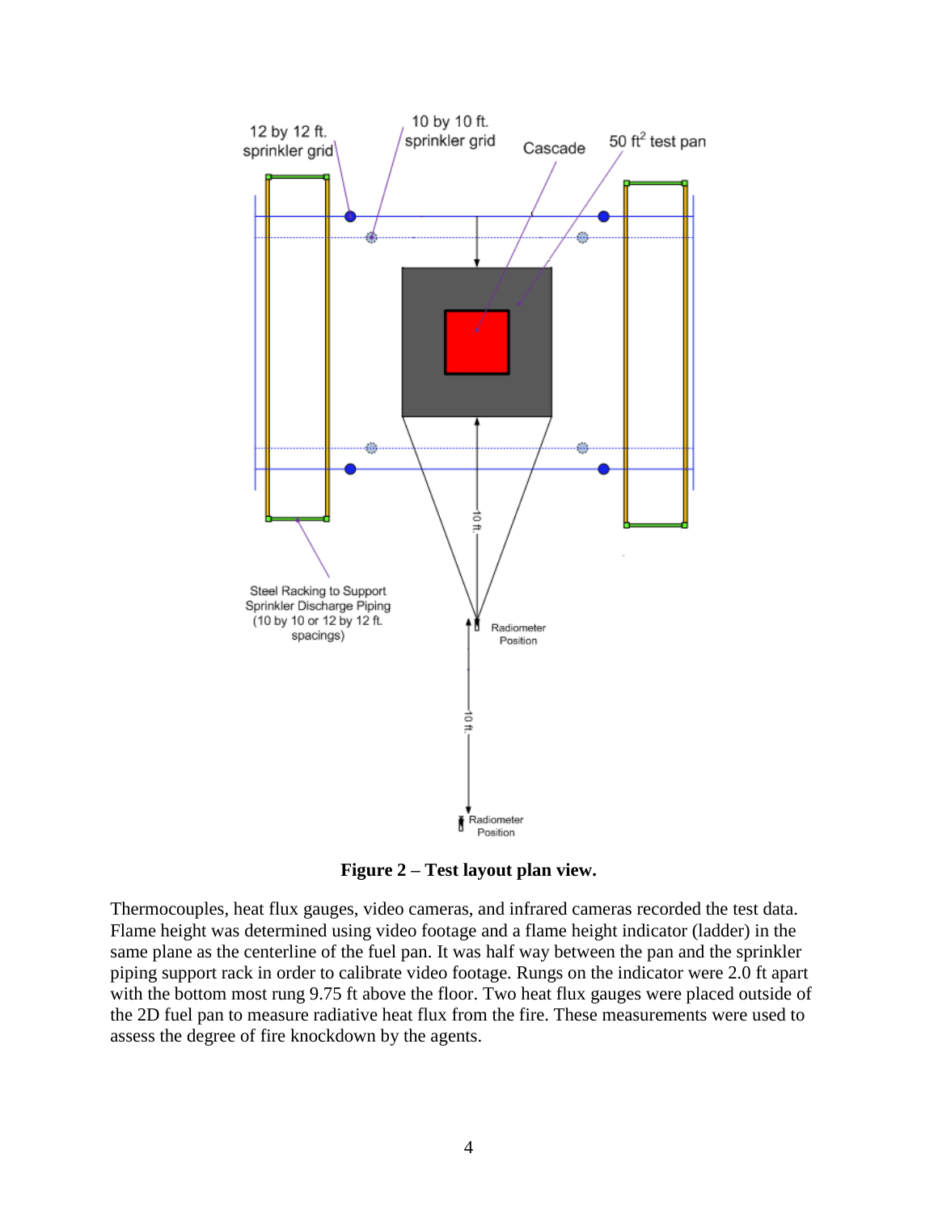12 by 12 ft. sprinkler grid

10 by 10 ft. sprinkler grid

Cascade

50 ft$^2$ test pan

10 ft.

Steel Racking to Support Sprinkler Discharge Piping (10 by 10 or 12 by 12 ft. spacings)

Radiometer Position

10 ft.

Radiometer Position

**Figure 2 – Test layout plan view.**

Thermocouples, heat flux gauges, video cameras, and infrared cameras recorded the test data. Flame height was determined using video footage and a flame height indicator (ladder) in the same plane as the centerline of the fuel pan. It was half way between the pan and the sprinkler piping support rack in order to calibrate video footage. Rungs on the indicator were 2.0 ft apart with the bottom most rung 9.75 ft above the floor. Two heat flux gauges were placed outside of the 2D fuel pan to measure radiative heat flux from the fire. These measurements were used to assess the degree of fire knockdown by the agents.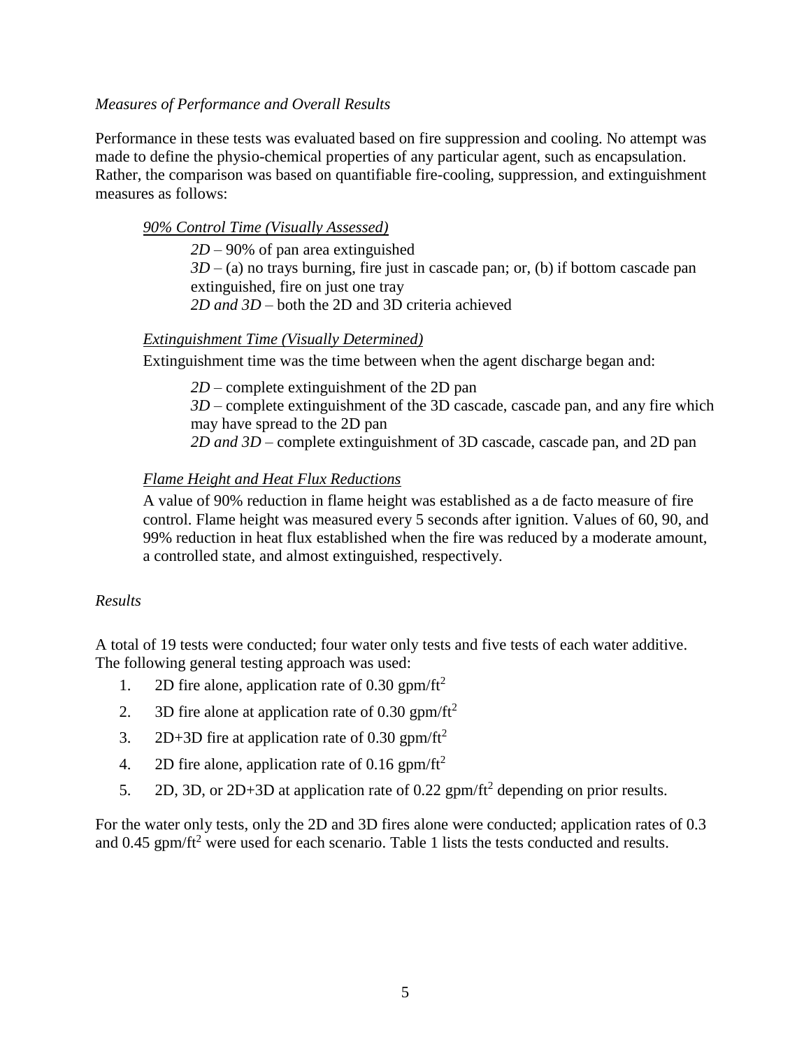*Measures of Performance and Overall Results*

Performance in these tests was evaluated based on fire suppression and cooling. No attempt was made to define the physio-chemical properties of any particular agent, such as encapsulation. Rather, the comparison was based on quantifiable fire-cooling, suppression, and extinguishment measures as follows:

*<u>90% Control Time (Visually Assessed)</u>*

> *2D* – 90% of pan area extinguished
> *3D* – (a) no trays burning, fire just in cascade pan; or, (b) if bottom cascade pan extinguished, fire on just one tray
> *2D and 3D* – both the 2D and 3D criteria achieved

*<u>Extinguishment Time (Visually Determined)</u>*

Extinguishment time was the time between when the agent discharge began and:

> *2D* – complete extinguishment of the 2D pan
> *3D* – complete extinguishment of the 3D cascade, cascade pan, and any fire which may have spread to the 2D pan
> *2D and 3D* – complete extinguishment of 3D cascade, cascade pan, and 2D pan

*<u>Flame Height and Heat Flux Reductions</u>*

A value of 90% reduction in flame height was established as a de facto measure of fire control. Flame height was measured every 5 seconds after ignition. Values of 60, 90, and 99% reduction in heat flux established when the fire was reduced by a moderate amount, a controlled state, and almost extinguished, respectively.

*Results*

A total of 19 tests were conducted; four water only tests and five tests of each water additive. The following general testing approach was used:

1. 2D fire alone, application rate of 0.30 gpm/ft$^2$
2. 3D fire alone at application rate of 0.30 gpm/ft$^2$
3. 2D+3D fire at application rate of 0.30 gpm/ft$^2$
4. 2D fire alone, application rate of 0.16 gpm/ft$^2$
5. 2D, 3D, or 2D+3D at application rate of 0.22 gpm/ft$^2$ depending on prior results.

For the water only tests, only the 2D and 3D fires alone were conducted; application rates of 0.3 and 0.45 gpm/ft$^2$ were used for each scenario. Table 1 lists the tests conducted and results.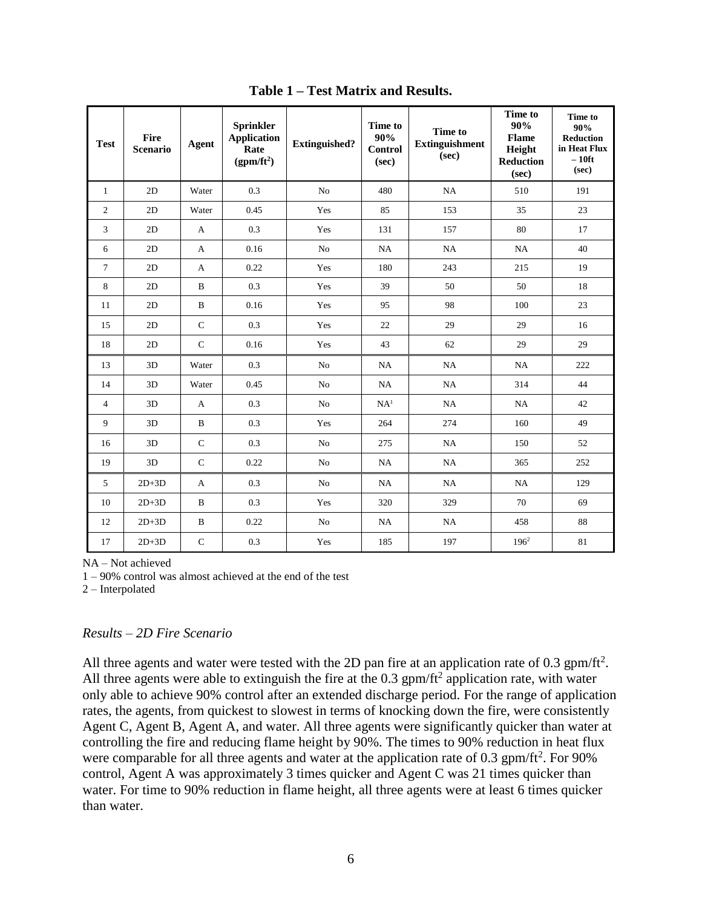**Table 1 – Test Matrix and Results.**

| Test | Fire Scenario | Agent | Sprinkler Application Rate ($gpm/ft^2$) | Extinguished? | Time to 90% Control (sec) | Time to Extinguishment (sec) | Time to 90% Flame Height Reduction (sec) | Time to 90% Reduction in Heat Flux – 10ft (sec) |
|---|---|---|---|---|---|---|---|---|
| 1 | 2D | Water | 0.3 | No | 480 | NA | 510 | 191 |
| 2 | 2D | Water | 0.45 | Yes | 85 | 153 | 35 | 23 |
| 3 | 2D | A | 0.3 | Yes | 131 | 157 | 80 | 17 |
| 6 | 2D | A | 0.16 | No | NA | NA | NA | 40 |
| 7 | 2D | A | 0.22 | Yes | 180 | 243 | 215 | 19 |
| 8 | 2D | B | 0.3 | Yes | 39 | 50 | 50 | 18 |
| 11 | 2D | B | 0.16 | Yes | 95 | 98 | 100 | 23 |
| 15 | 2D | C | 0.3 | Yes | 22 | 29 | 29 | 16 |
| 18 | 2D | C | 0.16 | Yes | 43 | 62 | 29 | 29 |
| 13 | 3D | Water | 0.3 | No | NA | NA | NA | 222 |
| 14 | 3D | Water | 0.45 | No | NA | NA | 314 | 44 |
| 4 | 3D | A | 0.3 | No | NA[1] | NA | NA | 42 |
| 9 | 3D | B | 0.3 | Yes | 264 | 274 | 160 | 49 |
| 16 | 3D | C | 0.3 | No | 275 | NA | 150 | 52 |
| 19 | 3D | C | 0.22 | No | NA | NA | 365 | 252 |
| 5 | 2D+3D | A | 0.3 | No | NA | NA | NA | 129 |
| 10 | 2D+3D | B | 0.3 | Yes | 320 | 329 | 70 | 69 |
| 12 | 2D+3D | B | 0.22 | No | NA | NA | 458 | 88 |
| 17 | 2D+3D | C | 0.3 | Yes | 185 | 197 | 196[2] | 81 |

NA – Not achieved

1 – 90% control was almost achieved at the end of the test

2 – Interpolated

*Results – 2D Fire Scenario*

All three agents and water were tested with the 2D pan fire at an application rate of 0.3 $gpm/ft^2$. All three agents were able to extinguish the fire at the 0.3 $gpm/ft^2$ application rate, with water only able to achieve 90% control after an extended discharge period. For the range of application rates, the agents, from quickest to slowest in terms of knocking down the fire, were consistently Agent C, Agent B, Agent A, and water. All three agents were significantly quicker than water at controlling the fire and reducing flame height by 90%. The times to 90% reduction in heat flux were comparable for all three agents and water at the application rate of 0.3 $gpm/ft^2$. For 90% control, Agent A was approximately 3 times quicker and Agent C was 21 times quicker than water. For time to 90% reduction in flame height, all three agents were at least 6 times quicker than water.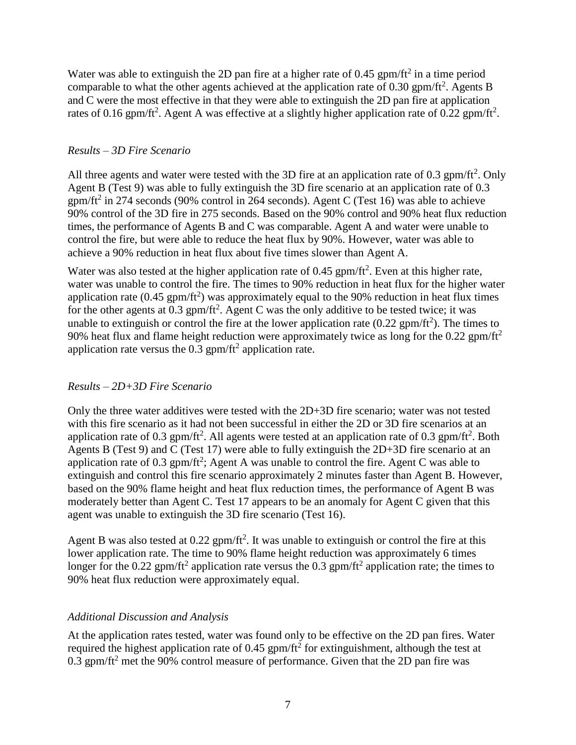Water was able to extinguish the 2D pan fire at a higher rate of 0.45 gpm/ft$^2$ in a time period comparable to what the other agents achieved at the application rate of 0.30 gpm/ft$^2$. Agents B and C were the most effective in that they were able to extinguish the 2D pan fire at application rates of 0.16 gpm/ft$^2$. Agent A was effective at a slightly higher application rate of 0.22 gpm/ft$^2$.

### *Results – 3D Fire Scenario*

All three agents and water were tested with the 3D fire at an application rate of 0.3 gpm/ft$^2$. Only Agent B (Test 9) was able to fully extinguish the 3D fire scenario at an application rate of 0.3 gpm/ft$^2$ in 274 seconds (90% control in 264 seconds). Agent C (Test 16) was able to achieve 90% control of the 3D fire in 275 seconds. Based on the 90% control and 90% heat flux reduction times, the performance of Agents B and C was comparable. Agent A and water were unable to control the fire, but were able to reduce the heat flux by 90%. However, water was able to achieve a 90% reduction in heat flux about five times slower than Agent A.

Water was also tested at the higher application rate of 0.45 gpm/ft$^2$. Even at this higher rate, water was unable to control the fire. The times to 90% reduction in heat flux for the higher water application rate (0.45 gpm/ft$^2$) was approximately equal to the 90% reduction in heat flux times for the other agents at 0.3 gpm/ft$^2$. Agent C was the only additive to be tested twice; it was unable to extinguish or control the fire at the lower application rate (0.22 gpm/ft$^2$). The times to 90% heat flux and flame height reduction were approximately twice as long for the 0.22 gpm/ft$^2$ application rate versus the 0.3 gpm/ft$^2$ application rate.

### *Results – 2D+3D Fire Scenario*

Only the three water additives were tested with the 2D+3D fire scenario; water was not tested with this fire scenario as it had not been successful in either the 2D or 3D fire scenarios at an application rate of 0.3 gpm/ft$^2$. All agents were tested at an application rate of 0.3 gpm/ft$^2$. Both Agents B (Test 9) and C (Test 17) were able to fully extinguish the 2D+3D fire scenario at an application rate of 0.3 gpm/ft$^2$; Agent A was unable to control the fire. Agent C was able to extinguish and control this fire scenario approximately 2 minutes faster than Agent B. However, based on the 90% flame height and heat flux reduction times, the performance of Agent B was moderately better than Agent C. Test 17 appears to be an anomaly for Agent C given that this agent was unable to extinguish the 3D fire scenario (Test 16).

Agent B was also tested at 0.22 gpm/ft$^2$. It was unable to extinguish or control the fire at this lower application rate. The time to 90% flame height reduction was approximately 6 times longer for the 0.22 gpm/ft$^2$ application rate versus the 0.3 gpm/ft$^2$ application rate; the times to 90% heat flux reduction were approximately equal.

### *Additional Discussion and Analysis*

At the application rates tested, water was found only to be effective on the 2D pan fires. Water required the highest application rate of 0.45 gpm/ft$^2$ for extinguishment, although the test at 0.3 gpm/ft$^2$ met the 90% control measure of performance. Given that the 2D pan fire was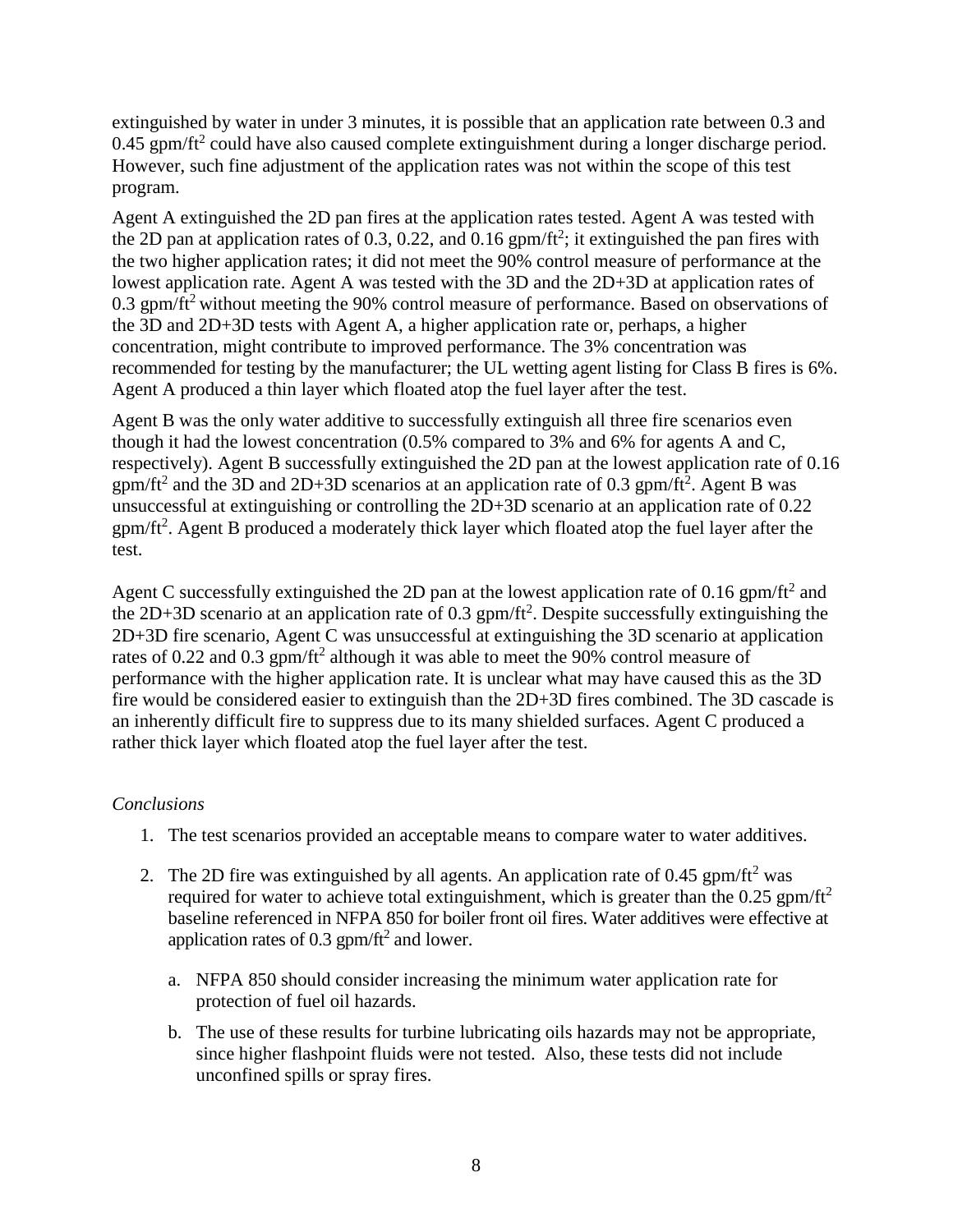extinguished by water in under 3 minutes, it is possible that an application rate between 0.3 and 0.45 gpm/ft$^2$ could have also caused complete extinguishment during a longer discharge period. However, such fine adjustment of the application rates was not within the scope of this test program.

Agent A extinguished the 2D pan fires at the application rates tested. Agent A was tested with the 2D pan at application rates of 0.3, 0.22, and 0.16 gpm/ft$^2$; it extinguished the pan fires with the two higher application rates; it did not meet the 90% control measure of performance at the lowest application rate. Agent A was tested with the 3D and the 2D+3D at application rates of 0.3 gpm/ft$^2$ without meeting the 90% control measure of performance. Based on observations of the 3D and 2D+3D tests with Agent A, a higher application rate or, perhaps, a higher concentration, might contribute to improved performance. The 3% concentration was recommended for testing by the manufacturer; the UL wetting agent listing for Class B fires is 6%. Agent A produced a thin layer which floated atop the fuel layer after the test.

Agent B was the only water additive to successfully extinguish all three fire scenarios even though it had the lowest concentration (0.5% compared to 3% and 6% for agents A and C, respectively). Agent B successfully extinguished the 2D pan at the lowest application rate of 0.16 gpm/ft$^2$ and the 3D and 2D+3D scenarios at an application rate of 0.3 gpm/ft$^2$. Agent B was unsuccessful at extinguishing or controlling the 2D+3D scenario at an application rate of 0.22 gpm/ft$^2$. Agent B produced a moderately thick layer which floated atop the fuel layer after the test.

Agent C successfully extinguished the 2D pan at the lowest application rate of 0.16 gpm/ft$^2$ and the 2D+3D scenario at an application rate of 0.3 gpm/ft$^2$. Despite successfully extinguishing the 2D+3D fire scenario, Agent C was unsuccessful at extinguishing the 3D scenario at application rates of 0.22 and 0.3 gpm/ft$^2$ although it was able to meet the 90% control measure of performance with the higher application rate. It is unclear what may have caused this as the 3D fire would be considered easier to extinguish than the 2D+3D fires combined. The 3D cascade is an inherently difficult fire to suppress due to its many shielded surfaces. Agent C produced a rather thick layer which floated atop the fuel layer after the test.

*Conclusions*

1. The test scenarios provided an acceptable means to compare water to water additives.
2. The 2D fire was extinguished by all agents. An application rate of 0.45 gpm/ft$^2$ was required for water to achieve total extinguishment, which is greater than the 0.25 gpm/ft$^2$ baseline referenced in NFPA 850 for boiler front oil fires. Water additives were effective at application rates of 0.3 gpm/ft$^2$ and lower.
    a. NFPA 850 should consider increasing the minimum water application rate for protection of fuel oil hazards.
    b. The use of these results for turbine lubricating oils hazards may not be appropriate, since higher flashpoint fluids were not tested. Also, these tests did not include unconfined spills or spray fires.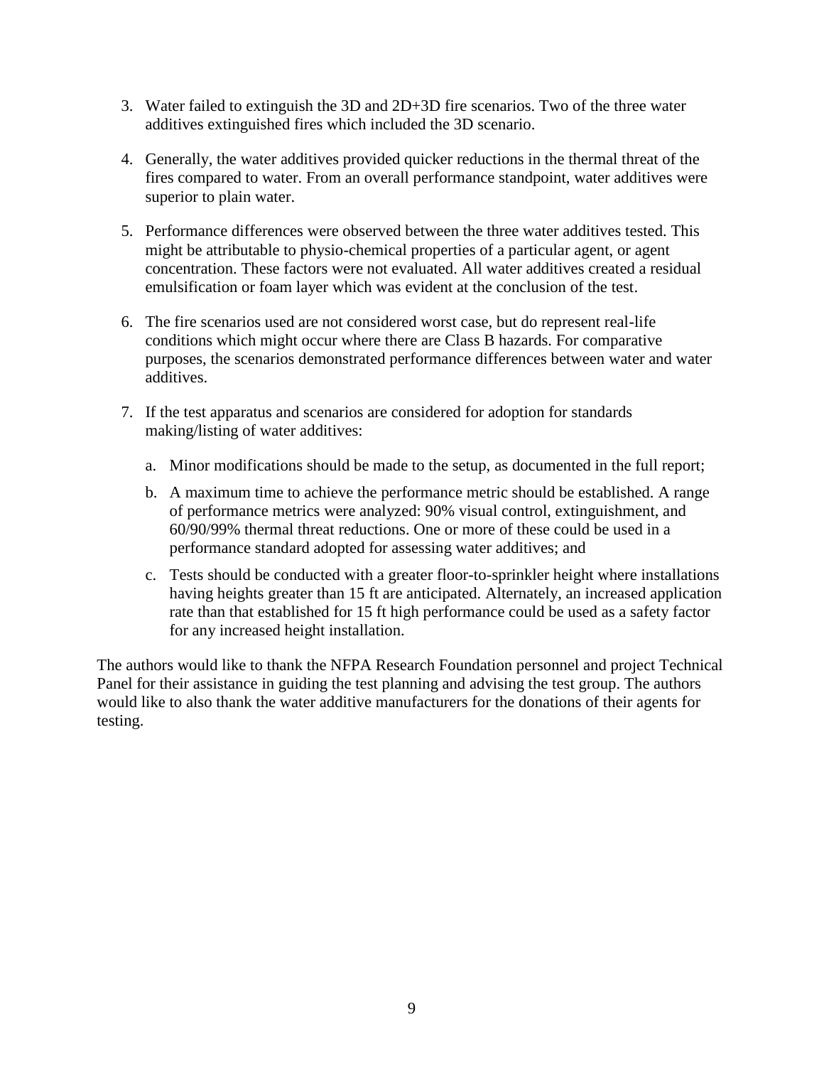3. Water failed to extinguish the 3D and 2D+3D fire scenarios. Two of the three water additives extinguished fires which included the 3D scenario.

4. Generally, the water additives provided quicker reductions in the thermal threat of the fires compared to water. From an overall performance standpoint, water additives were superior to plain water.

5. Performance differences were observed between the three water additives tested. This might be attributable to physio-chemical properties of a particular agent, or agent concentration. These factors were not evaluated. All water additives created a residual emulsification or foam layer which was evident at the conclusion of the test.

6. The fire scenarios used are not considered worst case, but do represent real-life conditions which might occur where there are Class B hazards. For comparative purposes, the scenarios demonstrated performance differences between water and water additives.

7. If the test apparatus and scenarios are considered for adoption for standards making/listing of water additives:

   a. Minor modifications should be made to the setup, as documented in the full report;

   b. A maximum time to achieve the performance metric should be established. A range of performance metrics were analyzed: 90% visual control, extinguishment, and 60/90/99% thermal threat reductions. One or more of these could be used in a performance standard adopted for assessing water additives; and

   c. Tests should be conducted with a greater floor-to-sprinkler height where installations having heights greater than 15 ft are anticipated. Alternately, an increased application rate than that established for 15 ft high performance could be used as a safety factor for any increased height installation.

The authors would like to thank the NFPA Research Foundation personnel and project Technical Panel for their assistance in guiding the test planning and advising the test group. The authors would like to also thank the water additive manufacturers for the donations of their agents for testing.